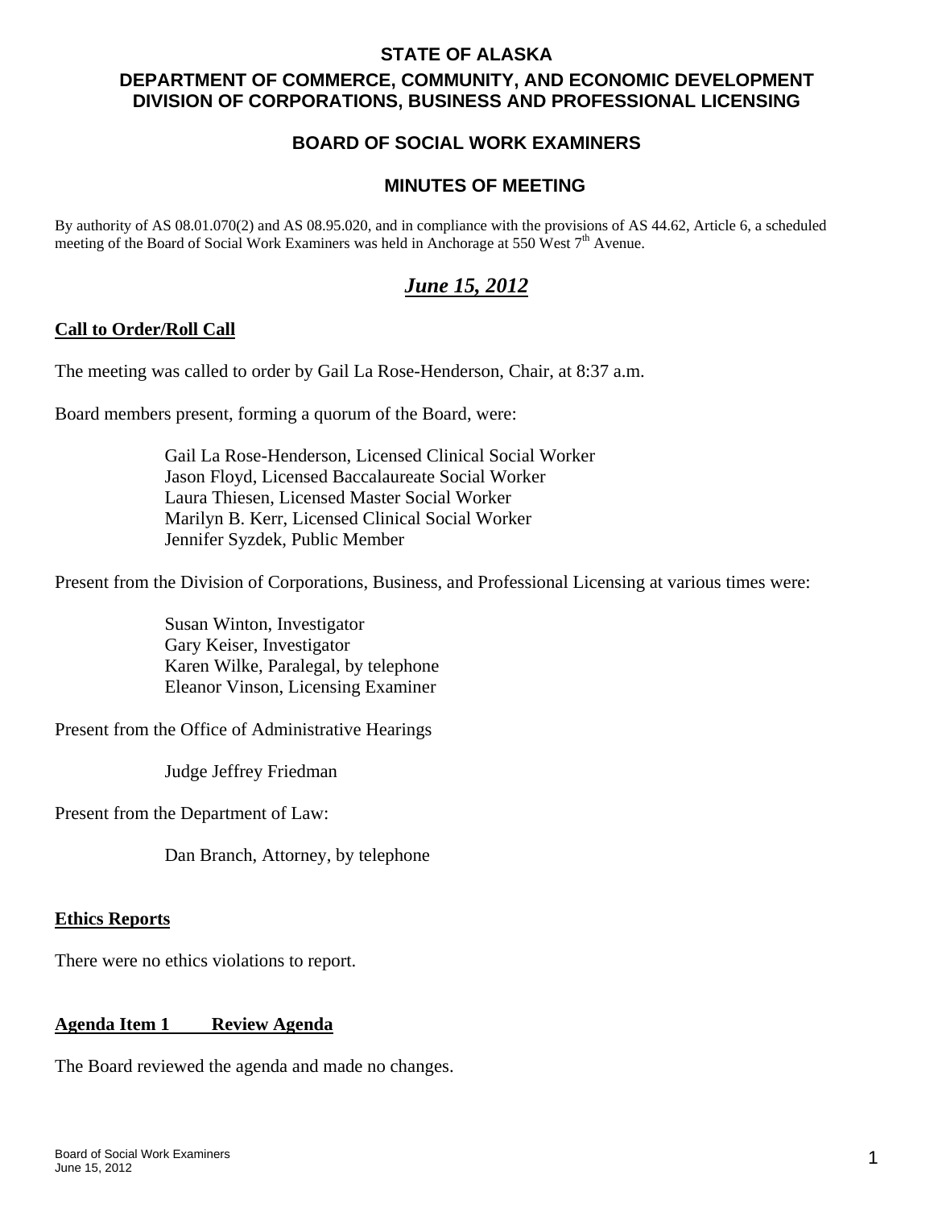# STATE OF ALASKA

## DEPARTMENT OF COMMERCE, COMMUNITY, AND ECONOMIC DEVELOPMENT
## DIVISION OF CORPORATIONS, BUSINESS AND PROFESSIONAL LICENSING

## BOARD OF SOCIAL WORK EXAMINERS

## MINUTES OF MEETING

By authority of AS 08.01.070(2) and AS 08.95.020, and in compliance with the provisions of AS 44.62, Article 6, a scheduled meeting of the Board of Social Work Examiners was held in Anchorage at 550 West 7th Avenue.

## ***June 15, 2012***

**Call to Order/Roll Call**

The meeting was called to order by Gail La Rose-Henderson, Chair, at 8:37 a.m.

Board members present, forming a quorum of the Board, were:

Gail La Rose-Henderson, Licensed Clinical Social Worker
Jason Floyd, Licensed Baccalaureate Social Worker
Laura Thiesen, Licensed Master Social Worker
Marilyn B. Kerr, Licensed Clinical Social Worker
Jennifer Syzdek, Public Member

Present from the Division of Corporations, Business, and Professional Licensing at various times were:

Susan Winton, Investigator
Gary Keiser, Investigator
Karen Wilke, Paralegal, by telephone
Eleanor Vinson, Licensing Examiner

Present from the Office of Administrative Hearings

Judge Jeffrey Friedman

Present from the Department of Law:

Dan Branch, Attorney, by telephone

**Ethics Reports**

There were no ethics violations to report.

**Agenda Item 1 Review Agenda**

The Board reviewed the agenda and made no changes.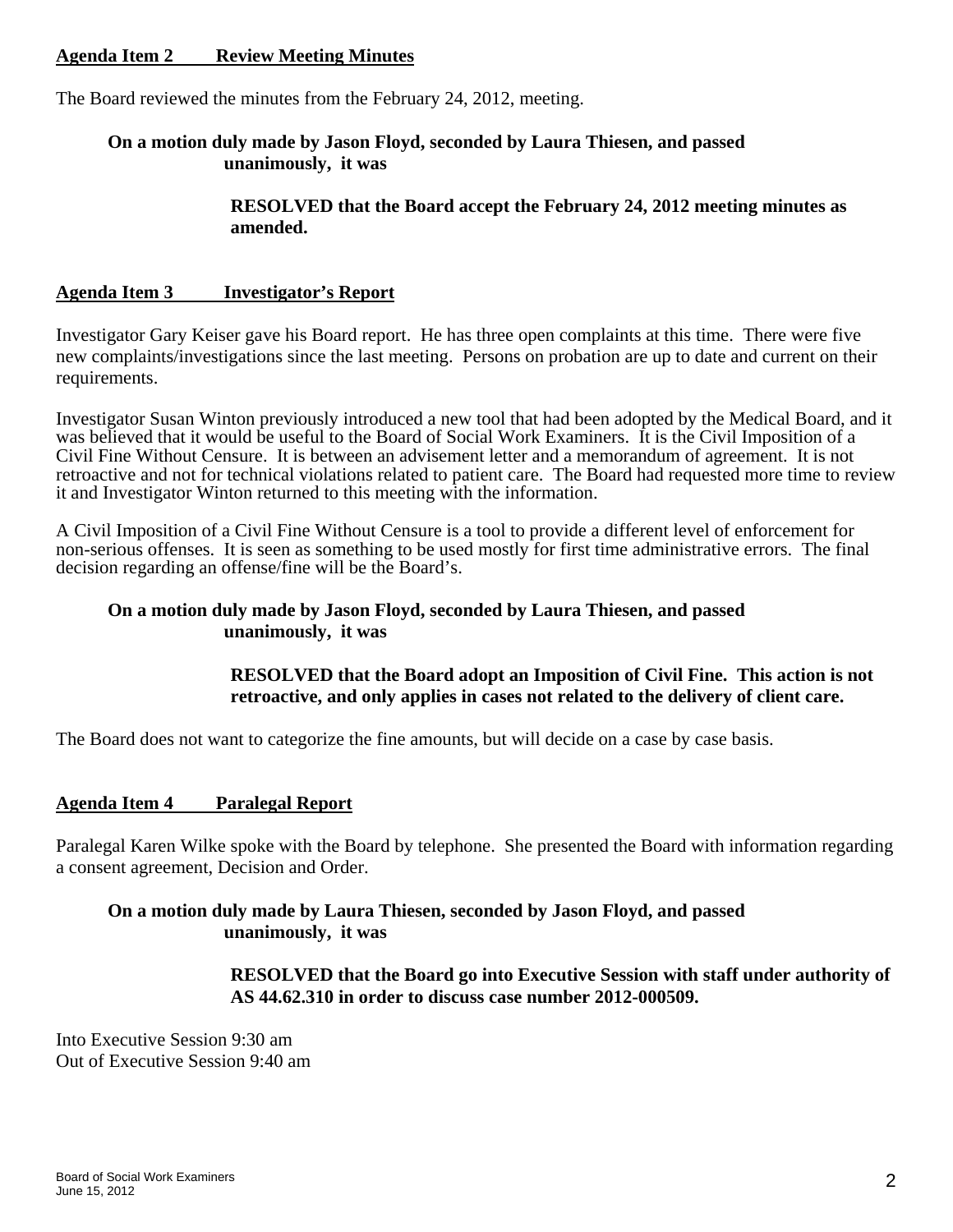**Agenda Item 2 Review Meeting Minutes**

The Board reviewed the minutes from the February 24, 2012, meeting.

**On a motion duly made by Jason Floyd, seconded by Laura Thiesen, and passed unanimously, it was**

**RESOLVED that the Board accept the February 24, 2012 meeting minutes as amended.**

**Agenda Item 3 Investigator's Report**

Investigator Gary Keiser gave his Board report. He has three open complaints at this time. There were five new complaints/investigations since the last meeting. Persons on probation are up to date and current on their requirements.

Investigator Susan Winton previously introduced a new tool that had been adopted by the Medical Board, and it was believed that it would be useful to the Board of Social Work Examiners. It is the Civil Imposition of a Civil Fine Without Censure. It is between an advisement letter and a memorandum of agreement. It is not retroactive and not for technical violations related to patient care. The Board had requested more time to review it and Investigator Winton returned to this meeting with the information.

A Civil Imposition of a Civil Fine Without Censure is a tool to provide a different level of enforcement for non-serious offenses. It is seen as something to be used mostly for first time administrative errors. The final decision regarding an offense/fine will be the Board's.

**On a motion duly made by Jason Floyd, seconded by Laura Thiesen, and passed unanimously, it was**

**RESOLVED that the Board adopt an Imposition of Civil Fine. This action is not retroactive, and only applies in cases not related to the delivery of client care.**

The Board does not want to categorize the fine amounts, but will decide on a case by case basis.

**Agenda Item 4 Paralegal Report**

Paralegal Karen Wilke spoke with the Board by telephone. She presented the Board with information regarding a consent agreement, Decision and Order.

**On a motion duly made by Laura Thiesen, seconded by Jason Floyd, and passed unanimously, it was**

**RESOLVED that the Board go into Executive Session with staff under authority of AS 44.62.310 in order to discuss case number 2012-000509.**

Into Executive Session 9:30 am
Out of Executive Session 9:40 am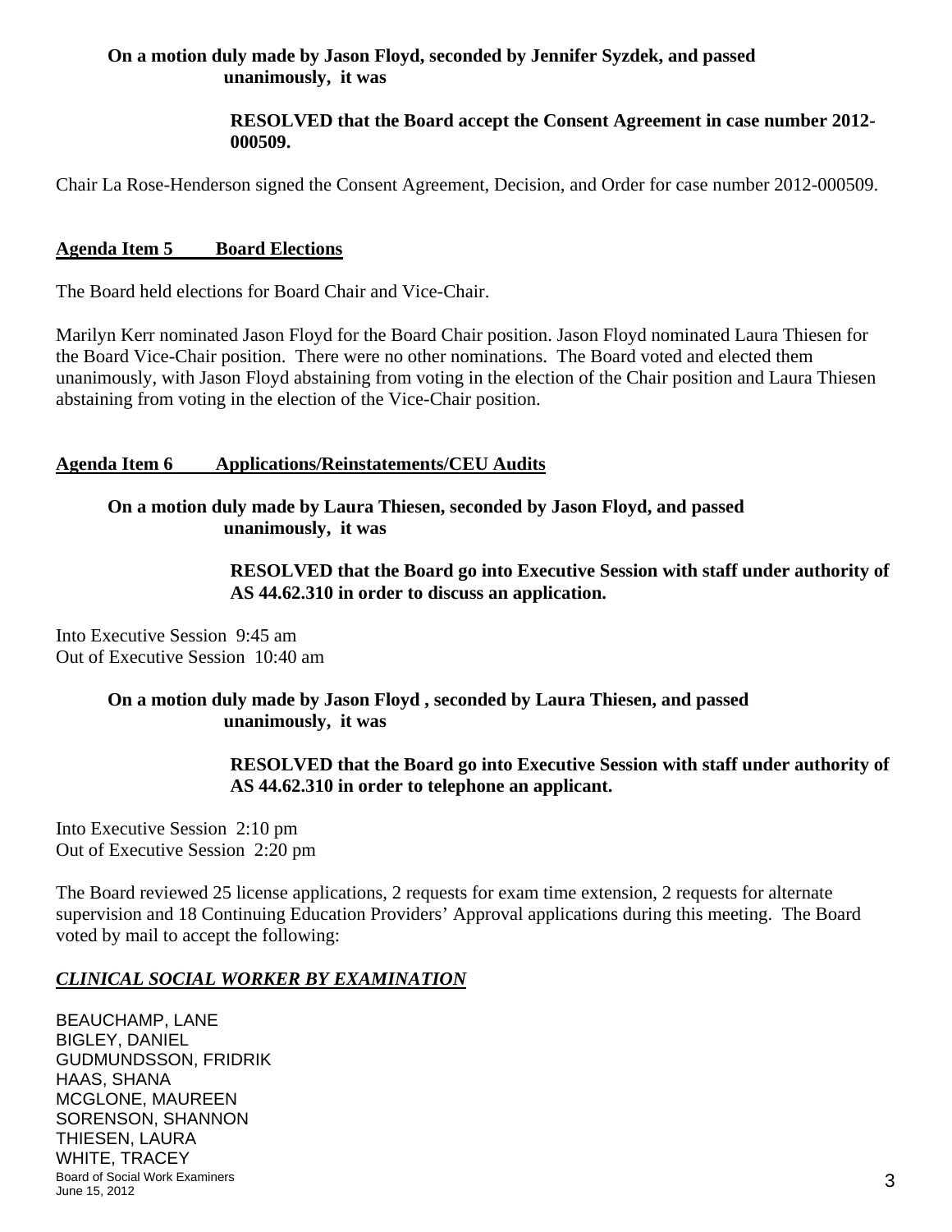**On a motion duly made by Jason Floyd, seconded by Jennifer Syzdek, and passed unanimously, it was**

> **RESOLVED that the Board accept the Consent Agreement in case number 2012-000509.**

Chair La Rose-Henderson signed the Consent Agreement, Decision, and Order for case number 2012-000509.

## Agenda Item 5 Board Elections

The Board held elections for Board Chair and Vice-Chair.

Marilyn Kerr nominated Jason Floyd for the Board Chair position. Jason Floyd nominated Laura Thiesen for the Board Vice-Chair position. There were no other nominations. The Board voted and elected them unanimously, with Jason Floyd abstaining from voting in the election of the Chair position and Laura Thiesen abstaining from voting in the election of the Vice-Chair position.

## Agenda Item 6 Applications/Reinstatements/CEU Audits

**On a motion duly made by Laura Thiesen, seconded by Jason Floyd, and passed unanimously, it was**

> **RESOLVED that the Board go into Executive Session with staff under authority of AS 44.62.310 in order to discuss an application.**

Into Executive Session 9:45 am
Out of Executive Session 10:40 am

**On a motion duly made by Jason Floyd , seconded by Laura Thiesen, and passed unanimously, it was**

> **RESOLVED that the Board go into Executive Session with staff under authority of AS 44.62.310 in order to telephone an applicant.**

Into Executive Session 2:10 pm
Out of Executive Session 2:20 pm

The Board reviewed 25 license applications, 2 requests for exam time extension, 2 requests for alternate supervision and 18 Continuing Education Providers' Approval applications during this meeting. The Board voted by mail to accept the following:

***CLINICAL SOCIAL WORKER BY EXAMINATION***

BEAUCHAMP, LANE
BIGLEY, DANIEL
GUDMUNDSSON, FRIDRIK
HAAS, SHANA
MCGLONE, MAUREEN
SORENSON, SHANNON
THIESEN, LAURA
WHITE, TRACEY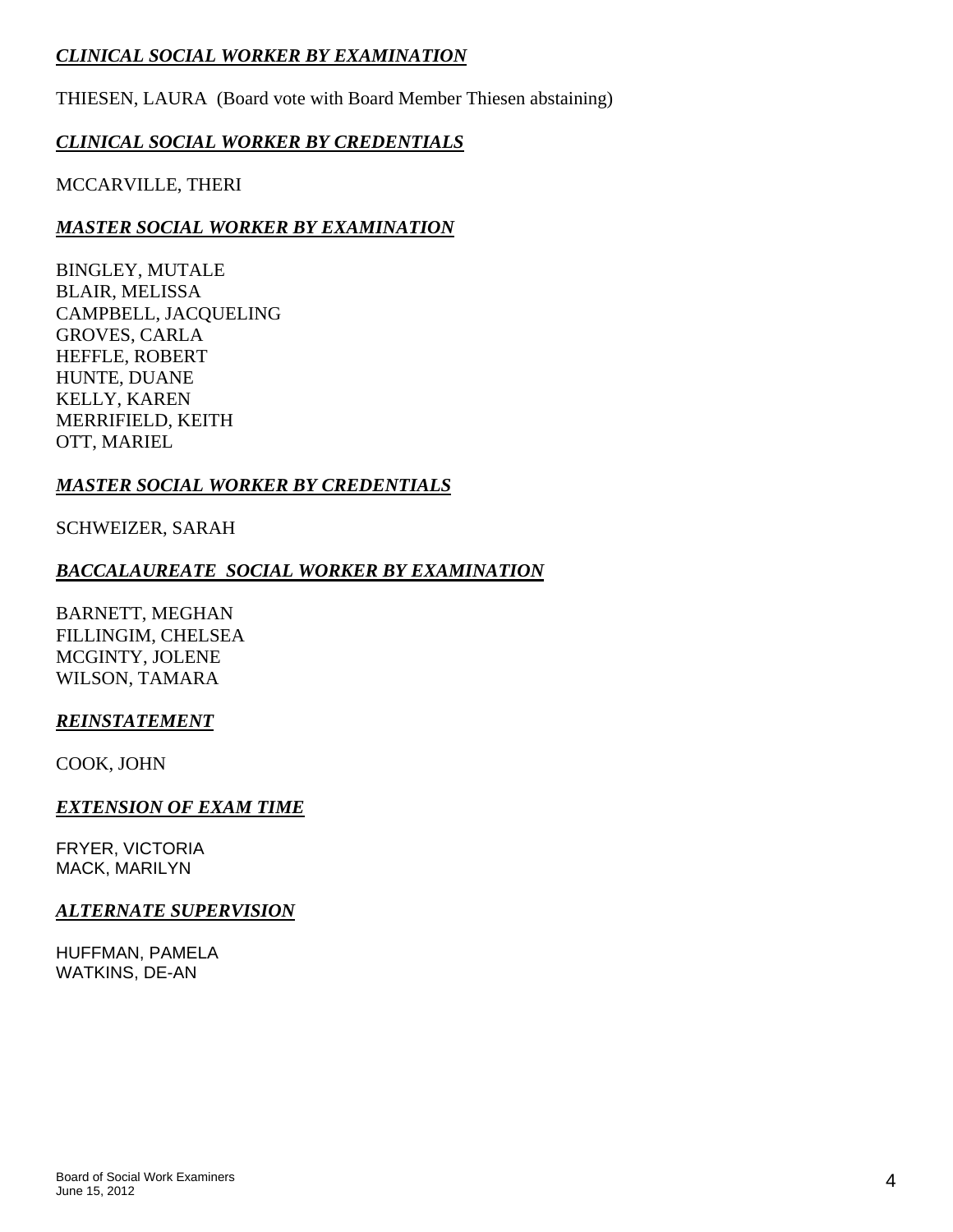***CLINICAL SOCIAL WORKER BY EXAMINATION***

THIESEN, LAURA (Board vote with Board Member Thiesen abstaining)

***CLINICAL SOCIAL WORKER BY CREDENTIALS***

MCCARVILLE, THERI

***MASTER SOCIAL WORKER BY EXAMINATION***

BINGLEY, MUTALE
BLAIR, MELISSA
CAMPBELL, JACQUELING
GROVES, CARLA
HEFFLE, ROBERT
HUNTE, DUANE
KELLY, KAREN
MERRIFIELD, KEITH
OTT, MARIEL

***MASTER SOCIAL WORKER BY CREDENTIALS***

SCHWEIZER, SARAH

***BACCALAUREATE SOCIAL WORKER BY EXAMINATION***

BARNETT, MEGHAN
FILLINGIM, CHELSEA
MCGINTY, JOLENE
WILSON, TAMARA

***REINSTATEMENT***

COOK, JOHN

***EXTENSION OF EXAM TIME***

FRYER, VICTORIA
MACK, MARILYN

***ALTERNATE SUPERVISION***

HUFFMAN, PAMELA
WATKINS, DE-AN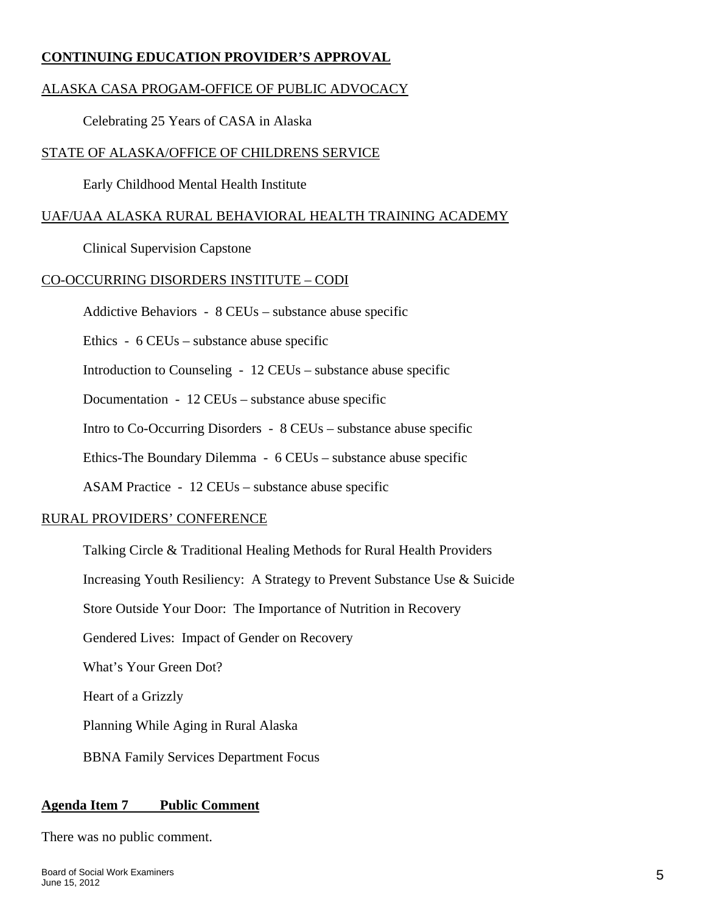**CONTINUING EDUCATION PROVIDER'S APPROVAL**

ALASKA CASA PROGAM-OFFICE OF PUBLIC ADVOCACY

Celebrating 25 Years of CASA in Alaska

STATE OF ALASKA/OFFICE OF CHILDRENS SERVICE

Early Childhood Mental Health Institute

UAF/UAA ALASKA RURAL BEHAVIORAL HEALTH TRAINING ACADEMY

Clinical Supervision Capstone

CO-OCCURRING DISORDERS INSTITUTE – CODI

Addictive Behaviors - 8 CEUs – substance abuse specific

Ethics - 6 CEUs – substance abuse specific

Introduction to Counseling - 12 CEUs – substance abuse specific

Documentation - 12 CEUs – substance abuse specific

Intro to Co-Occurring Disorders - 8 CEUs – substance abuse specific

Ethics-The Boundary Dilemma - 6 CEUs – substance abuse specific

ASAM Practice - 12 CEUs – substance abuse specific

RURAL PROVIDERS' CONFERENCE

Talking Circle & Traditional Healing Methods for Rural Health Providers

Increasing Youth Resiliency: A Strategy to Prevent Substance Use & Suicide

Store Outside Your Door: The Importance of Nutrition in Recovery

Gendered Lives: Impact of Gender on Recovery

What's Your Green Dot?

Heart of a Grizzly

Planning While Aging in Rural Alaska

BBNA Family Services Department Focus

**Agenda Item 7 Public Comment**

There was no public comment.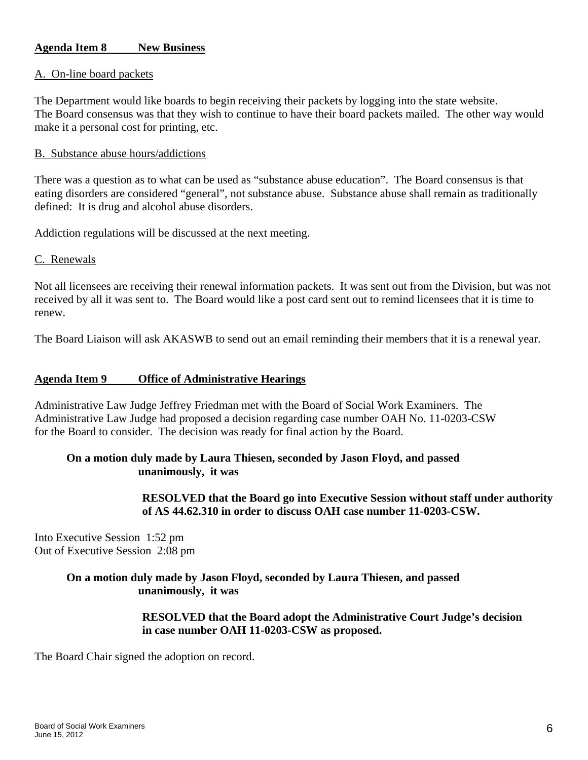**Agenda Item 8 New Business**

A. On-line board packets

The Department would like boards to begin receiving their packets by logging into the state website. The Board consensus was that they wish to continue to have their board packets mailed. The other way would make it a personal cost for printing, etc.

B. Substance abuse hours/addictions

There was a question as to what can be used as "substance abuse education". The Board consensus is that eating disorders are considered "general", not substance abuse. Substance abuse shall remain as traditionally defined: It is drug and alcohol abuse disorders.

Addiction regulations will be discussed at the next meeting.

C. Renewals

Not all licensees are receiving their renewal information packets. It was sent out from the Division, but was not received by all it was sent to. The Board would like a post card sent out to remind licensees that it is time to renew.

The Board Liaison will ask AKASWB to send out an email reminding their members that it is a renewal year.

**Agenda Item 9 Office of Administrative Hearings**

Administrative Law Judge Jeffrey Friedman met with the Board of Social Work Examiners. The Administrative Law Judge had proposed a decision regarding case number OAH No. 11-0203-CSW for the Board to consider. The decision was ready for final action by the Board.

**On a motion duly made by Laura Thiesen, seconded by Jason Floyd, and passed unanimously, it was**

**RESOLVED that the Board go into Executive Session without staff under authority of AS 44.62.310 in order to discuss OAH case number 11-0203-CSW.**

Into Executive Session 1:52 pm
Out of Executive Session 2:08 pm

**On a motion duly made by Jason Floyd, seconded by Laura Thiesen, and passed unanimously, it was**

**RESOLVED that the Board adopt the Administrative Court Judge's decision in case number OAH 11-0203-CSW as proposed.**

The Board Chair signed the adoption on record.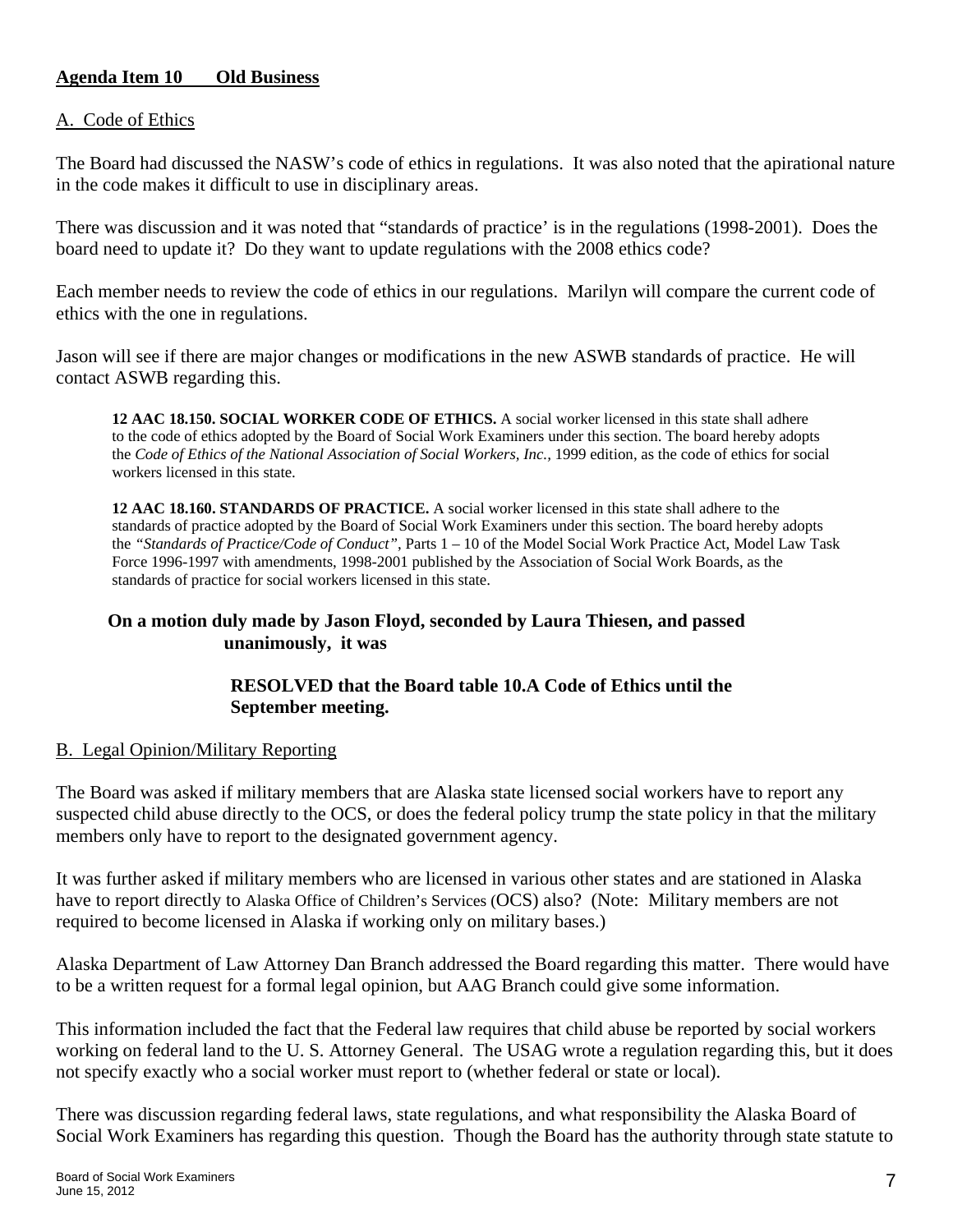**Agenda Item 10 Old Business**

A. Code of Ethics

The Board had discussed the NASW's code of ethics in regulations. It was also noted that the apirational nature in the code makes it difficult to use in disciplinary areas.

There was discussion and it was noted that "standards of practice' is in the regulations (1998-2001). Does the board need to update it? Do they want to update regulations with the 2008 ethics code?

Each member needs to review the code of ethics in our regulations. Marilyn will compare the current code of ethics with the one in regulations.

Jason will see if there are major changes or modifications in the new ASWB standards of practice. He will contact ASWB regarding this.

> **12 AAC 18.150. SOCIAL WORKER CODE OF ETHICS.** A social worker licensed in this state shall adhere to the code of ethics adopted by the Board of Social Work Examiners under this section. The board hereby adopts the *Code of Ethics of the National Association of Social Workers, Inc.*, 1999 edition, as the code of ethics for social workers licensed in this state.
>
> **12 AAC 18.160. STANDARDS OF PRACTICE.** A social worker licensed in this state shall adhere to the standards of practice adopted by the Board of Social Work Examiners under this section. The board hereby adopts the *"Standards of Practice/Code of Conduct"*, Parts 1 – 10 of the Model Social Work Practice Act, Model Law Task Force 1996-1997 with amendments, 1998-2001 published by the Association of Social Work Boards, as the standards of practice for social workers licensed in this state.

**On a motion duly made by Jason Floyd, seconded by Laura Thiesen, and passed unanimously, it was**

**RESOLVED that the Board table 10.A Code of Ethics until the September meeting.**

B. Legal Opinion/Military Reporting

The Board was asked if military members that are Alaska state licensed social workers have to report any suspected child abuse directly to the OCS, or does the federal policy trump the state policy in that the military members only have to report to the designated government agency.

It was further asked if military members who are licensed in various other states and are stationed in Alaska have to report directly to Alaska Office of Children's Services (OCS) also? (Note: Military members are not required to become licensed in Alaska if working only on military bases.)

Alaska Department of Law Attorney Dan Branch addressed the Board regarding this matter. There would have to be a written request for a formal legal opinion, but AAG Branch could give some information.

This information included the fact that the Federal law requires that child abuse be reported by social workers working on federal land to the U. S. Attorney General. The USAG wrote a regulation regarding this, but it does not specify exactly who a social worker must report to (whether federal or state or local).

There was discussion regarding federal laws, state regulations, and what responsibility the Alaska Board of Social Work Examiners has regarding this question. Though the Board has the authority through state statute to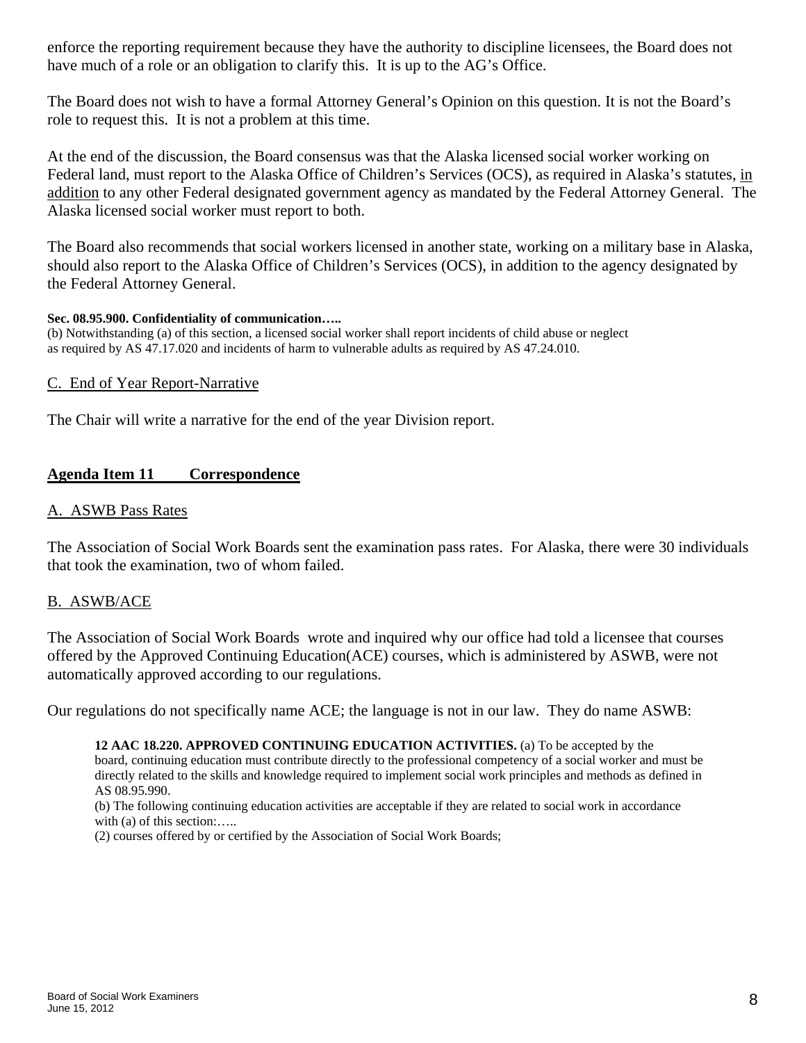enforce the reporting requirement because they have the authority to discipline licensees, the Board does not have much of a role or an obligation to clarify this. It is up to the AG's Office.

The Board does not wish to have a formal Attorney General's Opinion on this question. It is not the Board's role to request this. It is not a problem at this time.

At the end of the discussion, the Board consensus was that the Alaska licensed social worker working on Federal land, must report to the Alaska Office of Children's Services (OCS), as required in Alaska's statutes, in addition to any other Federal designated government agency as mandated by the Federal Attorney General. The Alaska licensed social worker must report to both.

The Board also recommends that social workers licensed in another state, working on a military base in Alaska, should also report to the Alaska Office of Children's Services (OCS), in addition to the agency designated by the Federal Attorney General.

**Sec. 08.95.900. Confidentiality of communication…..**
(b) Notwithstanding (a) of this section, a licensed social worker shall report incidents of child abuse or neglect as required by AS 47.17.020 and incidents of harm to vulnerable adults as required by AS 47.24.010.

C. End of Year Report-Narrative

The Chair will write a narrative for the end of the year Division report.

## Agenda Item 11 Correspondence

A. ASWB Pass Rates

The Association of Social Work Boards sent the examination pass rates. For Alaska, there were 30 individuals that took the examination, two of whom failed.

B. ASWB/ACE

The Association of Social Work Boards wrote and inquired why our office had told a licensee that courses offered by the Approved Continuing Education(ACE) courses, which is administered by ASWB, were not automatically approved according to our regulations.

Our regulations do not specifically name ACE; the language is not in our law. They do name ASWB:

> **12 AAC 18.220. APPROVED CONTINUING EDUCATION ACTIVITIES.** (a) To be accepted by the board, continuing education must contribute directly to the professional competency of a social worker and must be directly related to the skills and knowledge required to implement social work principles and methods as defined in AS 08.95.990.
> (b) The following continuing education activities are acceptable if they are related to social work in accordance with (a) of this section:…..
> (2) courses offered by or certified by the Association of Social Work Boards;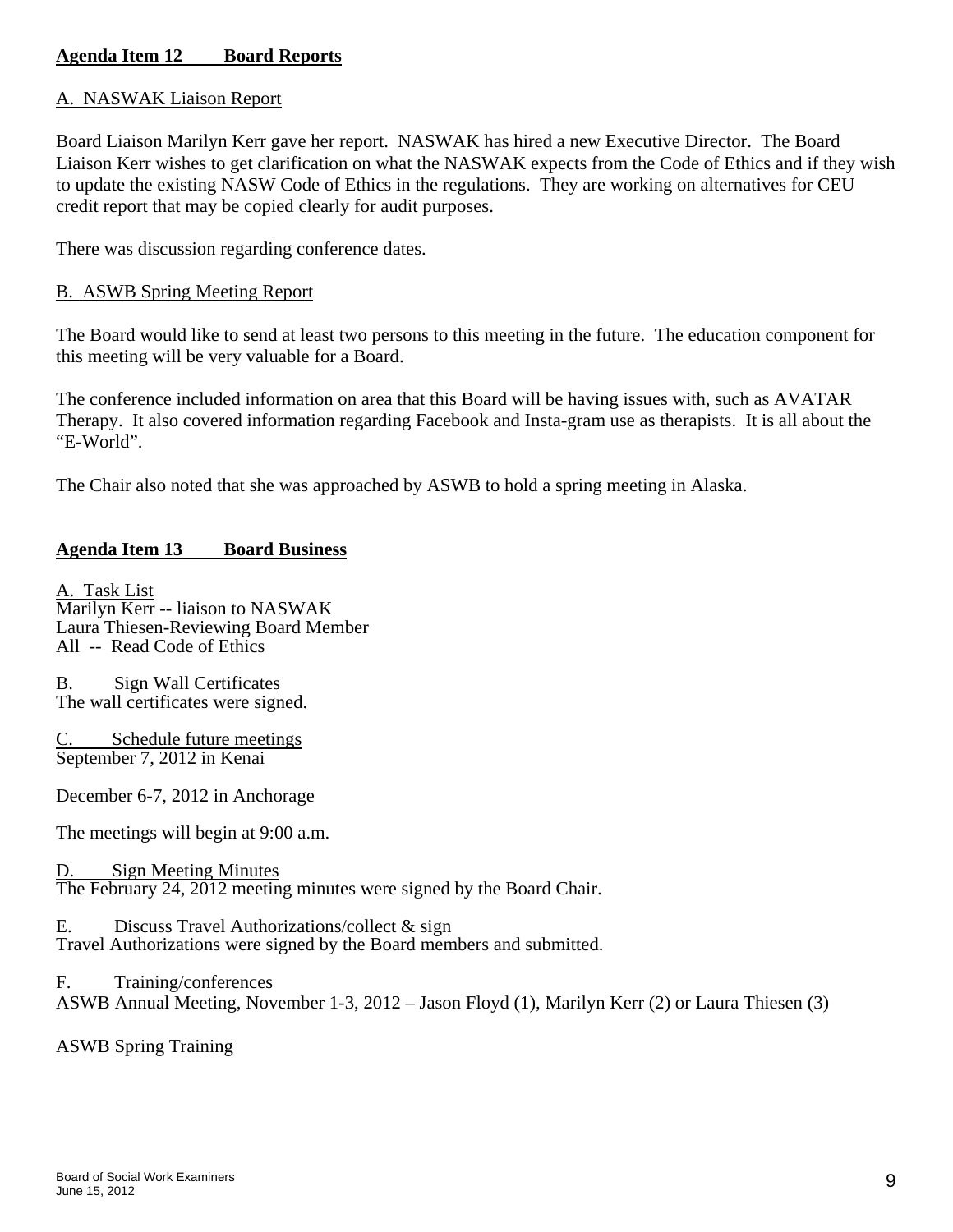## Agenda Item 12 Board Reports

A. NASWAK Liaison Report

Board Liaison Marilyn Kerr gave her report. NASWAK has hired a new Executive Director. The Board Liaison Kerr wishes to get clarification on what the NASWAK expects from the Code of Ethics and if they wish to update the existing NASW Code of Ethics in the regulations. They are working on alternatives for CEU credit report that may be copied clearly for audit purposes.

There was discussion regarding conference dates.

B. ASWB Spring Meeting Report

The Board would like to send at least two persons to this meeting in the future. The education component for this meeting will be very valuable for a Board.

The conference included information on area that this Board will be having issues with, such as AVATAR Therapy. It also covered information regarding Facebook and Insta-gram use as therapists. It is all about the "E-World".

The Chair also noted that she was approached by ASWB to hold a spring meeting in Alaska.

## Agenda Item 13 Board Business

A. Task List
Marilyn Kerr -- liaison to NASWAK
Laura Thiesen-Reviewing Board Member
All -- Read Code of Ethics

B. Sign Wall Certificates
The wall certificates were signed.

C. Schedule future meetings
September 7, 2012 in Kenai

December 6-7, 2012 in Anchorage

The meetings will begin at 9:00 a.m.

D. Sign Meeting Minutes
The February 24, 2012 meeting minutes were signed by the Board Chair.

E. Discuss Travel Authorizations/collect & sign
Travel Authorizations were signed by the Board members and submitted.

F. Training/conferences
ASWB Annual Meeting, November 1-3, 2012 – Jason Floyd (1), Marilyn Kerr (2) or Laura Thiesen (3)

ASWB Spring Training